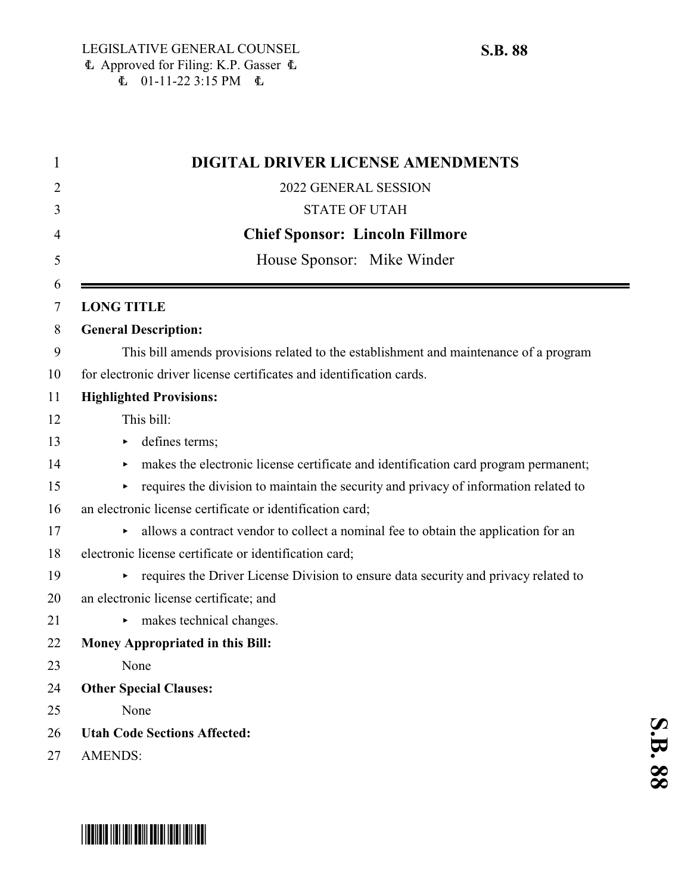LEGISLATIVE GENERAL COUNSEL
Approved for Filing: K.P. Gasser
01-11-22 3:15 PM

**S.B. 88**

# DIGITAL DRIVER LICENSE AMENDMENTS

2022 GENERAL SESSION

STATE OF UTAH

**Chief Sponsor: Lincoln Fillmore**

House Sponsor: Mike Winder

---

**LONG TITLE**

**General Description:**

This bill amends provisions related to the establishment and maintenance of a program for electronic driver license certificates and identification cards.

**Highlighted Provisions:**

This bill:

- defines terms;
- makes the electronic license certificate and identification card program permanent;
- requires the division to maintain the security and privacy of information related to an electronic license certificate or identification card;
- allows a contract vendor to collect a nominal fee to obtain the application for an electronic license certificate or identification card;
- requires the Driver License Division to ensure data security and privacy related to an electronic license certificate; and
- makes technical changes.

**Money Appropriated in this Bill:**

None

**Other Special Clauses:**

None

**Utah Code Sections Affected:**

AMENDS: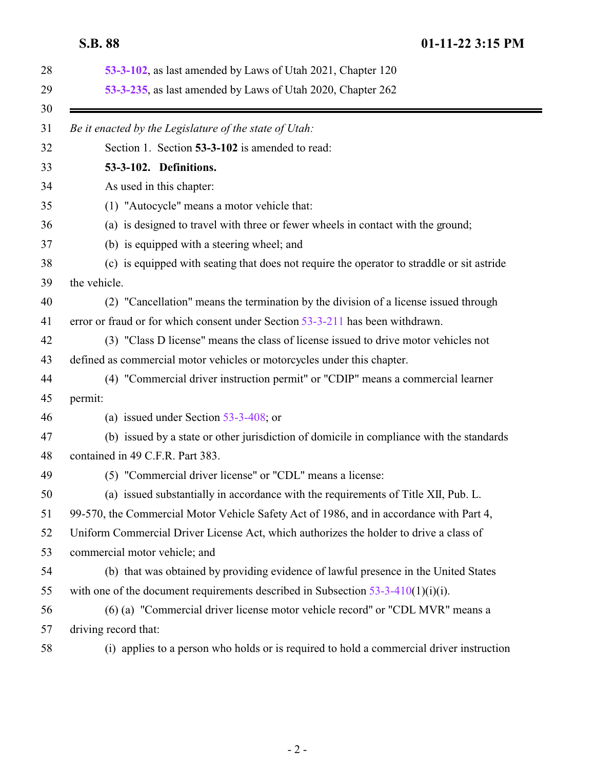53-3-102, as last amended by Laws of Utah 2021, Chapter 120

53-3-235, as last amended by Laws of Utah 2020, Chapter 262

---

*Be it enacted by the Legislature of the state of Utah:*

Section 1. Section **53-3-102** is amended to read:

**53-3-102. Definitions.**

As used in this chapter:

(1) "Autocycle" means a motor vehicle that:

(a) is designed to travel with three or fewer wheels in contact with the ground;

(b) is equipped with a steering wheel; and

(c) is equipped with seating that does not require the operator to straddle or sit astride the vehicle.

(2) "Cancellation" means the termination by the division of a license issued through error or fraud or for which consent under Section 53-3-211 has been withdrawn.

(3) "Class D license" means the class of license issued to drive motor vehicles not defined as commercial motor vehicles or motorcycles under this chapter.

(4) "Commercial driver instruction permit" or "CDIP" means a commercial learner permit:

(a) issued under Section 53-3-408; or

(b) issued by a state or other jurisdiction of domicile in compliance with the standards contained in 49 C.F.R. Part 383.

(5) "Commercial driver license" or "CDL" means a license:

(a) issued substantially in accordance with the requirements of Title XII, Pub. L. 99-570, the Commercial Motor Vehicle Safety Act of 1986, and in accordance with Part 4, Uniform Commercial Driver License Act, which authorizes the holder to drive a class of commercial motor vehicle; and

(b) that was obtained by providing evidence of lawful presence in the United States with one of the document requirements described in Subsection 53-3-410(1)(i)(i).

(6) (a) "Commercial driver license motor vehicle record" or "CDL MVR" means a driving record that:

(i) applies to a person who holds or is required to hold a commercial driver instruction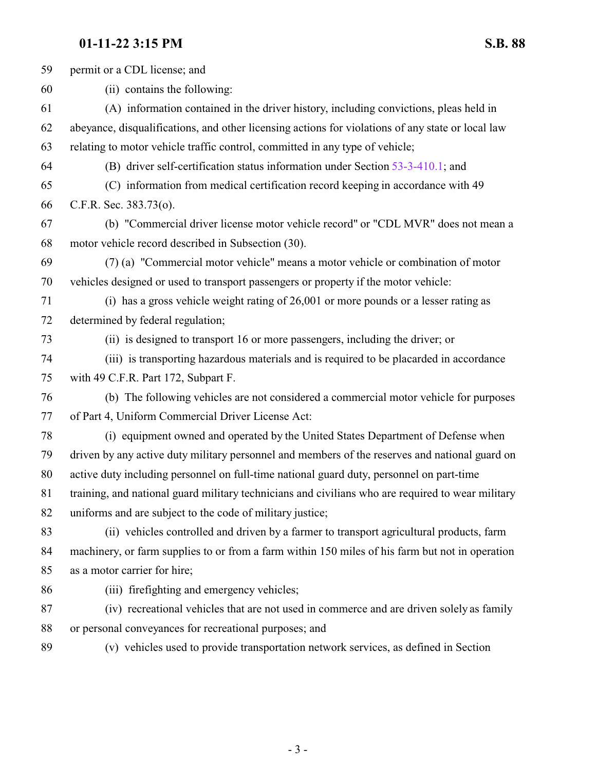permit or a CDL license; and

(ii) contains the following:

(A) information contained in the driver history, including convictions, pleas held in abeyance, disqualifications, and other licensing actions for violations of any state or local law relating to motor vehicle traffic control, committed in any type of vehicle;

(B) driver self-certification status information under Section 53-3-410.1; and

(C) information from medical certification record keeping in accordance with 49 C.F.R. Sec. 383.73(o).

(b) "Commercial driver license motor vehicle record" or "CDL MVR" does not mean a motor vehicle record described in Subsection (30).

(7) (a) "Commercial motor vehicle" means a motor vehicle or combination of motor vehicles designed or used to transport passengers or property if the motor vehicle:

(i) has a gross vehicle weight rating of 26,001 or more pounds or a lesser rating as determined by federal regulation;

(ii) is designed to transport 16 or more passengers, including the driver; or

(iii) is transporting hazardous materials and is required to be placarded in accordance with 49 C.F.R. Part 172, Subpart F.

(b) The following vehicles are not considered a commercial motor vehicle for purposes of Part 4, Uniform Commercial Driver License Act:

(i) equipment owned and operated by the United States Department of Defense when driven by any active duty military personnel and members of the reserves and national guard on active duty including personnel on full-time national guard duty, personnel on part-time training, and national guard military technicians and civilians who are required to wear military uniforms and are subject to the code of military justice;

(ii) vehicles controlled and driven by a farmer to transport agricultural products, farm machinery, or farm supplies to or from a farm within 150 miles of his farm but not in operation as a motor carrier for hire;

(iii) firefighting and emergency vehicles;

(iv) recreational vehicles that are not used in commerce and are driven solely as family or personal conveyances for recreational purposes; and

(v) vehicles used to provide transportation network services, as defined in Section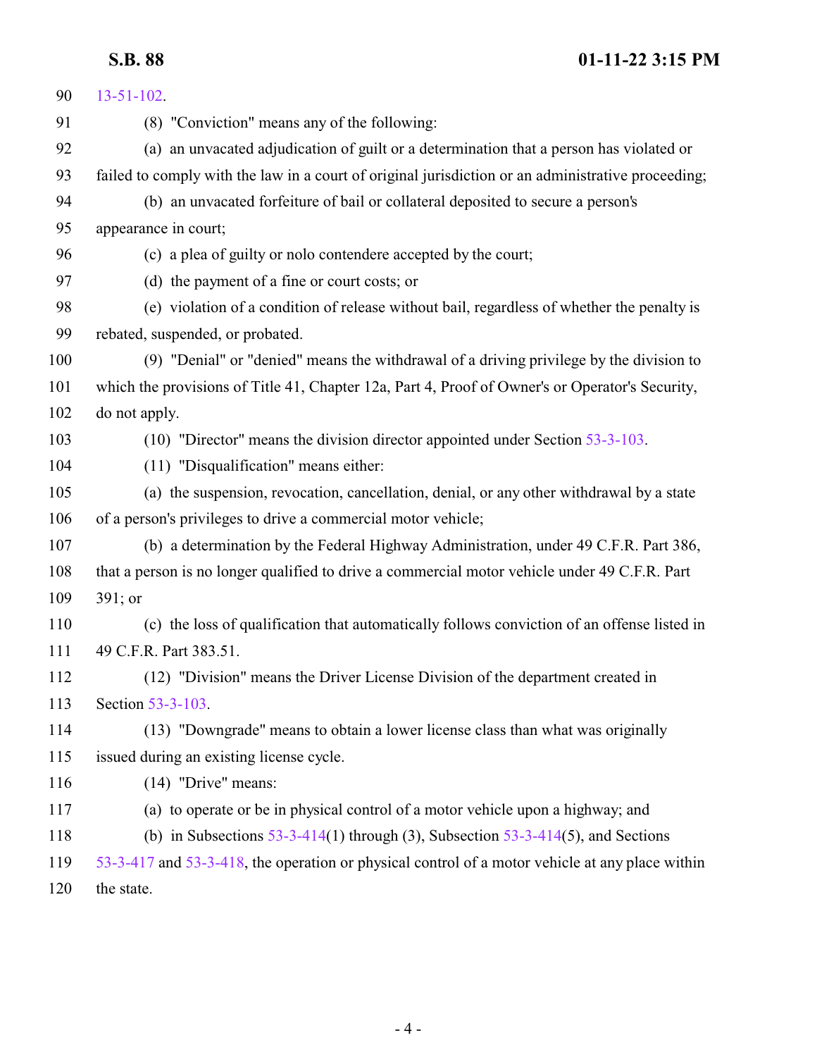13-51-102.

(8) "Conviction" means any of the following:

(a) an unvacated adjudication of guilt or a determination that a person has violated or failed to comply with the law in a court of original jurisdiction or an administrative proceeding;

(b) an unvacated forfeiture of bail or collateral deposited to secure a person's appearance in court;

(c) a plea of guilty or nolo contendere accepted by the court;

(d) the payment of a fine or court costs; or

(e) violation of a condition of release without bail, regardless of whether the penalty is rebated, suspended, or probated.

(9) "Denial" or "denied" means the withdrawal of a driving privilege by the division to which the provisions of Title 41, Chapter 12a, Part 4, Proof of Owner's or Operator's Security, do not apply.

(10) "Director" means the division director appointed under Section 53-3-103.

(11) "Disqualification" means either:

(a) the suspension, revocation, cancellation, denial, or any other withdrawal by a state of a person's privileges to drive a commercial motor vehicle;

(b) a determination by the Federal Highway Administration, under 49 C.F.R. Part 386, that a person is no longer qualified to drive a commercial motor vehicle under 49 C.F.R. Part 391; or

(c) the loss of qualification that automatically follows conviction of an offense listed in 49 C.F.R. Part 383.51.

(12) "Division" means the Driver License Division of the department created in Section 53-3-103.

(13) "Downgrade" means to obtain a lower license class than what was originally issued during an existing license cycle.

(14) "Drive" means:

(a) to operate or be in physical control of a motor vehicle upon a highway; and

(b) in Subsections 53-3-414(1) through (3), Subsection 53-3-414(5), and Sections 53-3-417 and 53-3-418, the operation or physical control of a motor vehicle at any place within the state.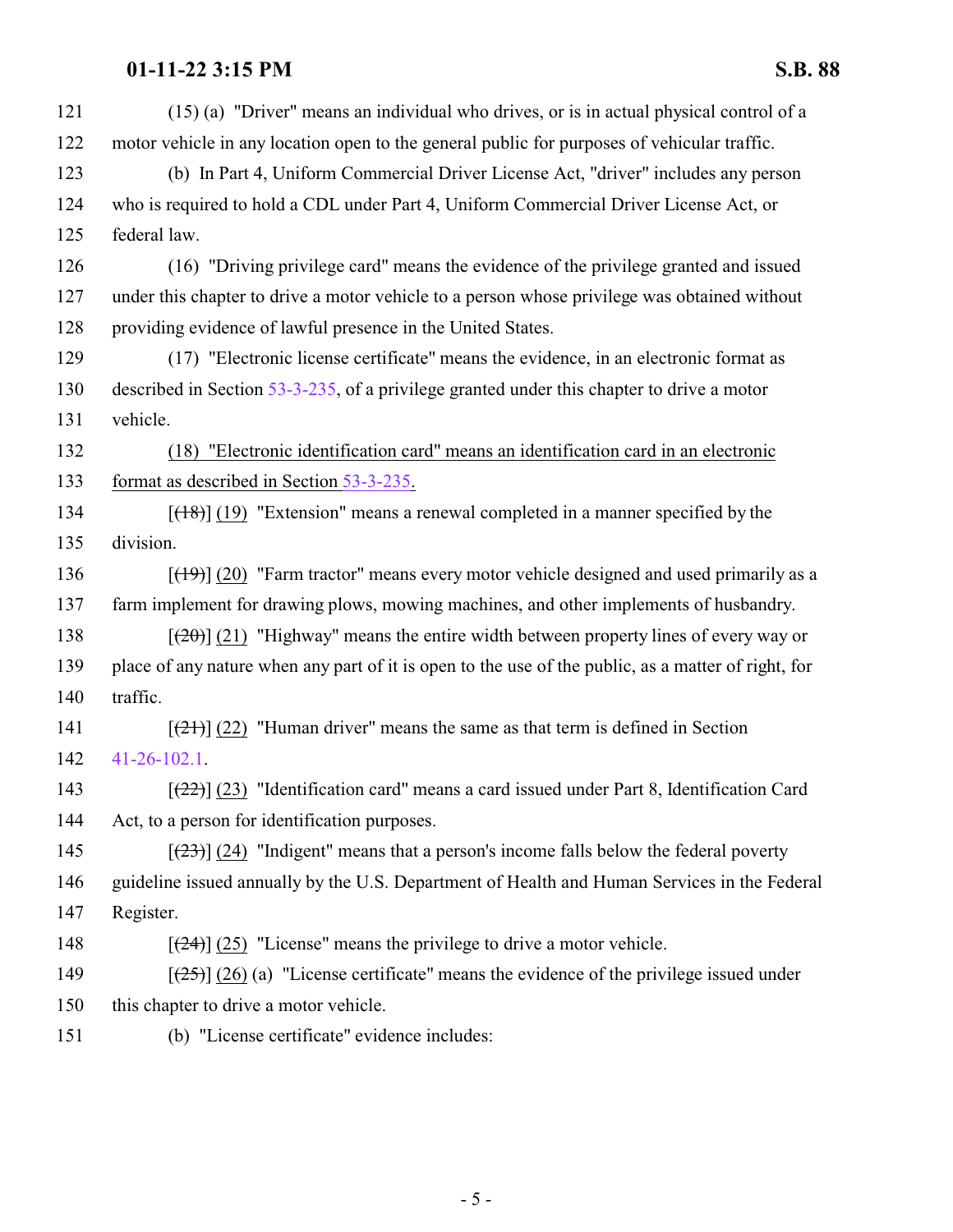121 (15) (a) "Driver" means an individual who drives, or is in actual physical control of a
122 motor vehicle in any location open to the general public for purposes of vehicular traffic.
123 (b) In Part 4, Uniform Commercial Driver License Act, "driver" includes any person
124 who is required to hold a CDL under Part 4, Uniform Commercial Driver License Act, or
125 federal law.
126 (16) "Driving privilege card" means the evidence of the privilege granted and issued
127 under this chapter to drive a motor vehicle to a person whose privilege was obtained without
128 providing evidence of lawful presence in the United States.
129 (17) "Electronic license certificate" means the evidence, in an electronic format as
130 described in Section 53-3-235, of a privilege granted under this chapter to drive a motor
131 vehicle.
132 (18) "Electronic identification card" means an identification card in an electronic
133 format as described in Section 53-3-235.
134 [~~(18)~~] (19) "Extension" means a renewal completed in a manner specified by the
135 division.
136 [~~(19)~~] (20) "Farm tractor" means every motor vehicle designed and used primarily as a
137 farm implement for drawing plows, mowing machines, and other implements of husbandry.
138 [~~(20)~~] (21) "Highway" means the entire width between property lines of every way or
139 place of any nature when any part of it is open to the use of the public, as a matter of right, for
140 traffic.
141 [~~(21)~~] (22) "Human driver" means the same as that term is defined in Section
142 41-26-102.1.
143 [~~(22)~~] (23) "Identification card" means a card issued under Part 8, Identification Card
144 Act, to a person for identification purposes.
145 [~~(23)~~] (24) "Indigent" means that a person's income falls below the federal poverty
146 guideline issued annually by the U.S. Department of Health and Human Services in the Federal
147 Register.
148 [~~(24)~~] (25) "License" means the privilege to drive a motor vehicle.
149 [~~(25)~~] (26) (a) "License certificate" means the evidence of the privilege issued under
150 this chapter to drive a motor vehicle.
151 (b) "License certificate" evidence includes: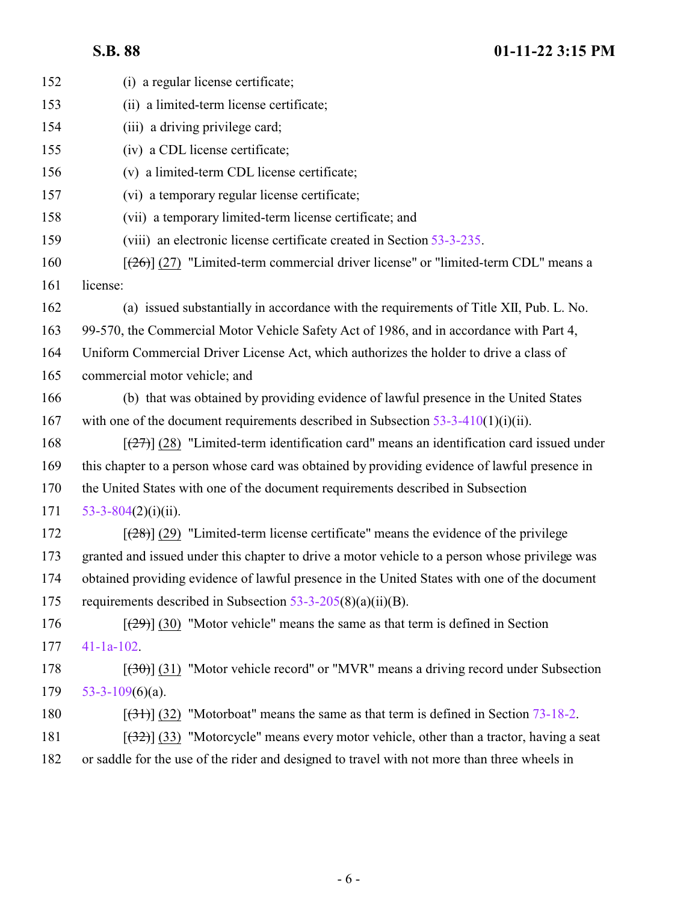(i) a regular license certificate;

(ii) a limited-term license certificate;

(iii) a driving privilege card;

(iv) a CDL license certificate;

(v) a limited-term CDL license certificate;

(vi) a temporary regular license certificate;

(vii) a temporary limited-term license certificate; and

(viii) an electronic license certificate created in Section 53-3-235.

[~~(26)~~] (27) "Limited-term commercial driver license" or "limited-term CDL" means a license:

(a) issued substantially in accordance with the requirements of Title XII, Pub. L. No. 99-570, the Commercial Motor Vehicle Safety Act of 1986, and in accordance with Part 4, Uniform Commercial Driver License Act, which authorizes the holder to drive a class of commercial motor vehicle; and

(b) that was obtained by providing evidence of lawful presence in the United States with one of the document requirements described in Subsection 53-3-410(1)(i)(ii).

[~~(27)~~] (28) "Limited-term identification card" means an identification card issued under this chapter to a person whose card was obtained by providing evidence of lawful presence in the United States with one of the document requirements described in Subsection 53-3-804(2)(i)(ii).

[~~(28)~~] (29) "Limited-term license certificate" means the evidence of the privilege granted and issued under this chapter to drive a motor vehicle to a person whose privilege was obtained providing evidence of lawful presence in the United States with one of the document requirements described in Subsection 53-3-205(8)(a)(ii)(B).

[~~(29)~~] (30) "Motor vehicle" means the same as that term is defined in Section 41-1a-102.

[~~(30)~~] (31) "Motor vehicle record" or "MVR" means a driving record under Subsection 53-3-109(6)(a).

[~~(31)~~] (32) "Motorboat" means the same as that term is defined in Section 73-18-2.

[~~(32)~~] (33) "Motorcycle" means every motor vehicle, other than a tractor, having a seat or saddle for the use of the rider and designed to travel with not more than three wheels in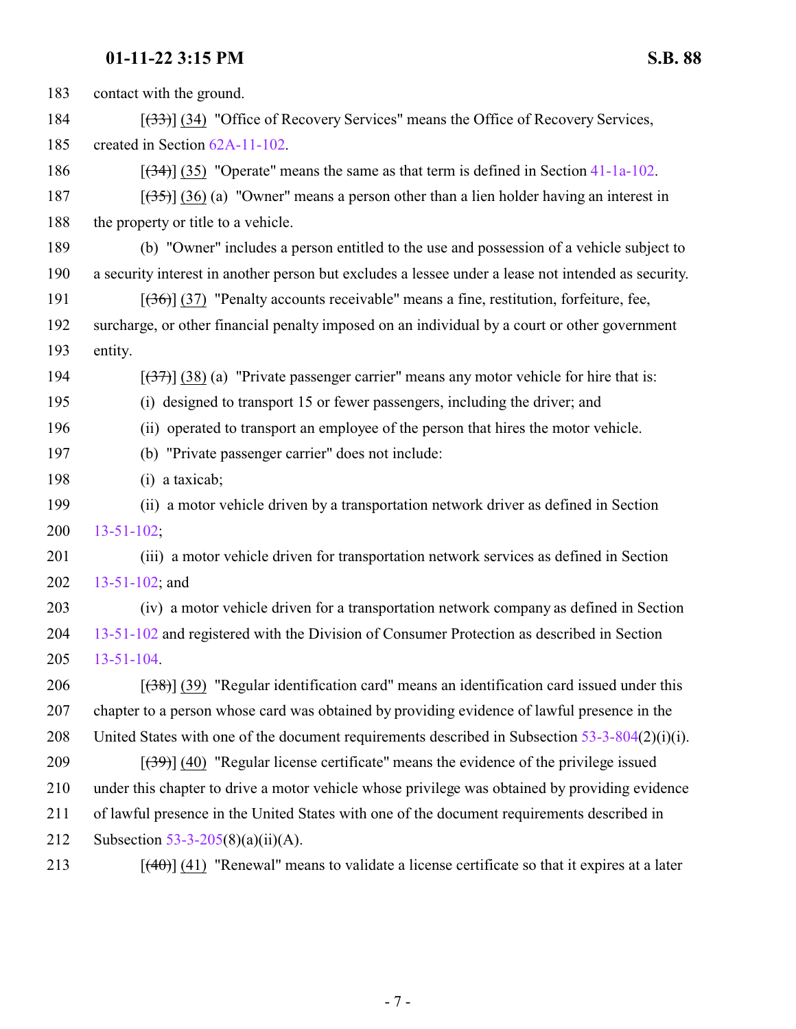183 contact with the ground.

184 [~~(33)~~] (34) "Office of Recovery Services" means the Office of Recovery Services,

185 created in Section 62A-11-102.

186 [~~(34)~~] (35) "Operate" means the same as that term is defined in Section 41-1a-102.

187 [~~(35)~~] (36) (a) "Owner" means a person other than a lien holder having an interest in

188 the property or title to a vehicle.

189 (b) "Owner" includes a person entitled to the use and possession of a vehicle subject to

190 a security interest in another person but excludes a lessee under a lease not intended as security.

191 [~~(36)~~] (37) "Penalty accounts receivable" means a fine, restitution, forfeiture, fee,

192 surcharge, or other financial penalty imposed on an individual by a court or other government

193 entity.

194 [~~(37)~~] (38) (a) "Private passenger carrier" means any motor vehicle for hire that is:

195 (i) designed to transport 15 or fewer passengers, including the driver; and

196 (ii) operated to transport an employee of the person that hires the motor vehicle.

197 (b) "Private passenger carrier" does not include:

198 (i) a taxicab;

199 (ii) a motor vehicle driven by a transportation network driver as defined in Section

200 13-51-102;

201 (iii) a motor vehicle driven for transportation network services as defined in Section

202 13-51-102; and

203 (iv) a motor vehicle driven for a transportation network company as defined in Section

204 13-51-102 and registered with the Division of Consumer Protection as described in Section

205 13-51-104.

206 [~~(38)~~] (39) "Regular identification card" means an identification card issued under this

207 chapter to a person whose card was obtained by providing evidence of lawful presence in the

208 United States with one of the document requirements described in Subsection 53-3-804(2)(i)(i).

209 [~~(39)~~] (40) "Regular license certificate" means the evidence of the privilege issued

210 under this chapter to drive a motor vehicle whose privilege was obtained by providing evidence

211 of lawful presence in the United States with one of the document requirements described in

212 Subsection 53-3-205(8)(a)(ii)(A).

213 [~~(40)~~] (41) "Renewal" means to validate a license certificate so that it expires at a later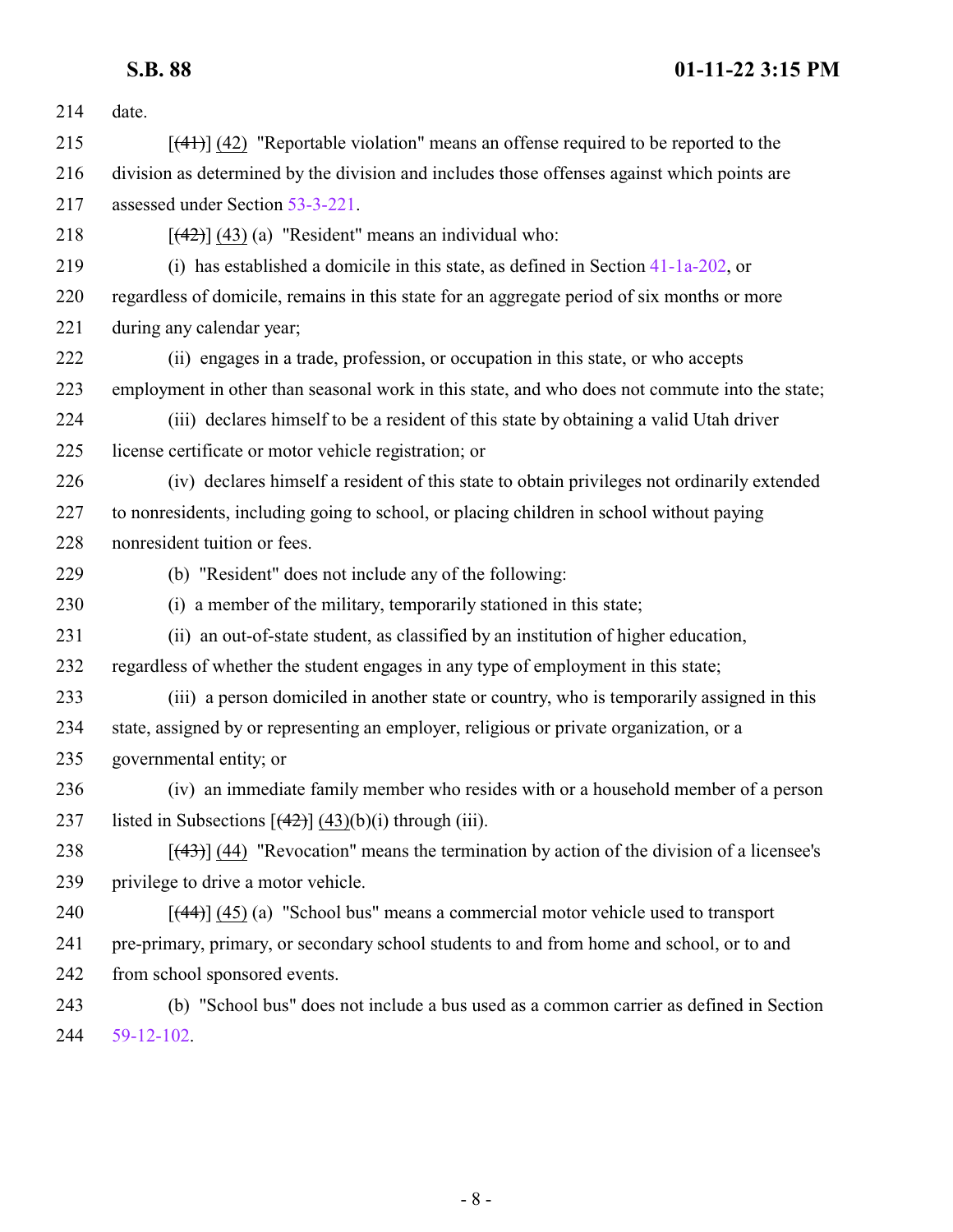214 date.

215 [(41)] (42) "Reportable violation" means an offense required to be reported to the
216 division as determined by the division and includes those offenses against which points are
217 assessed under Section 53-3-221.

218 [(42)] (43) (a) "Resident" means an individual who:

219 (i) has established a domicile in this state, as defined in Section 41-1a-202, or
220 regardless of domicile, remains in this state for an aggregate period of six months or more
221 during any calendar year;

222 (ii) engages in a trade, profession, or occupation in this state, or who accepts
223 employment in other than seasonal work in this state, and who does not commute into the state;

224 (iii) declares himself to be a resident of this state by obtaining a valid Utah driver
225 license certificate or motor vehicle registration; or

226 (iv) declares himself a resident of this state to obtain privileges not ordinarily extended
227 to nonresidents, including going to school, or placing children in school without paying
228 nonresident tuition or fees.

229 (b) "Resident" does not include any of the following:

230 (i) a member of the military, temporarily stationed in this state;

231 (ii) an out-of-state student, as classified by an institution of higher education,
232 regardless of whether the student engages in any type of employment in this state;

233 (iii) a person domiciled in another state or country, who is temporarily assigned in this
234 state, assigned by or representing an employer, religious or private organization, or a
235 governmental entity; or

236 (iv) an immediate family member who resides with or a household member of a person
237 listed in Subsections [(42)] (43)(b)(i) through (iii).

238 [(43)] (44) "Revocation" means the termination by action of the division of a licensee's
239 privilege to drive a motor vehicle.

240 [(44)] (45) (a) "School bus" means a commercial motor vehicle used to transport
241 pre-primary, primary, or secondary school students to and from home and school, or to and
242 from school sponsored events.

243 (b) "School bus" does not include a bus used as a common carrier as defined in Section
244 59-12-102.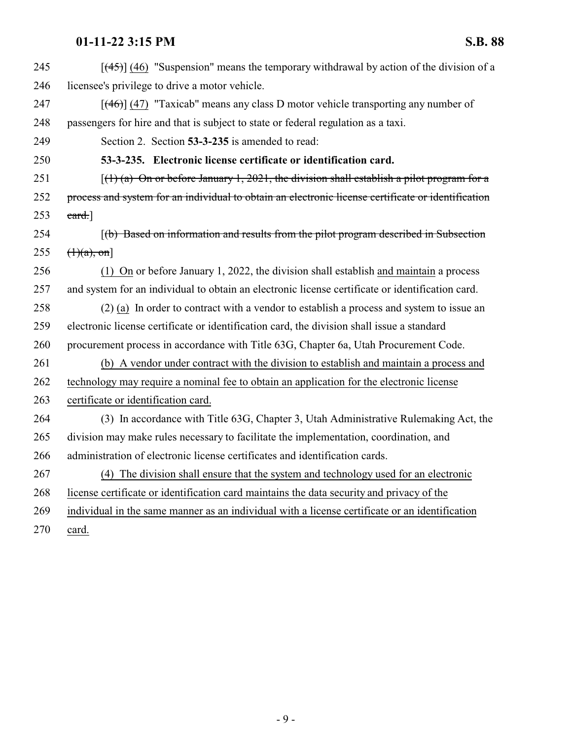245 [(45)] (46) "Suspension" means the temporary withdrawal by action of the division of a
246 licensee's privilege to drive a motor vehicle.

247 [(46)] (47) "Taxicab" means any class D motor vehicle transporting any number of
248 passengers for hire and that is subject to state or federal regulation as a taxi.

249 Section 2. Section **53-3-235** is amended to read:

250 **53-3-235. Electronic license certificate or identification card.**

251 [~~(1) (a) On or before January 1, 2021, the division shall establish a pilot program for a~~
252 ~~process and system for an individual to obtain an electronic license certificate or identification~~
253 ~~card.~~]

254 [~~(b) Based on information and results from the pilot program described in Subsection~~
255 ~~(1)(a), on~~]

256 (1) On or before January 1, 2022, the division shall establish and maintain a process
257 and system for an individual to obtain an electronic license certificate or identification card.

258 (2) (a) In order to contract with a vendor to establish a process and system to issue an
259 electronic license certificate or identification card, the division shall issue a standard
260 procurement process in accordance with Title 63G, Chapter 6a, Utah Procurement Code.

261 (b) A vendor under contract with the division to establish and maintain a process and
262 technology may require a nominal fee to obtain an application for the electronic license
263 certificate or identification card.

264 (3) In accordance with Title 63G, Chapter 3, Utah Administrative Rulemaking Act, the
265 division may make rules necessary to facilitate the implementation, coordination, and
266 administration of electronic license certificates and identification cards.

267 (4) The division shall ensure that the system and technology used for an electronic
268 license certificate or identification card maintains the data security and privacy of the
269 individual in the same manner as an individual with a license certificate or an identification
270 card.